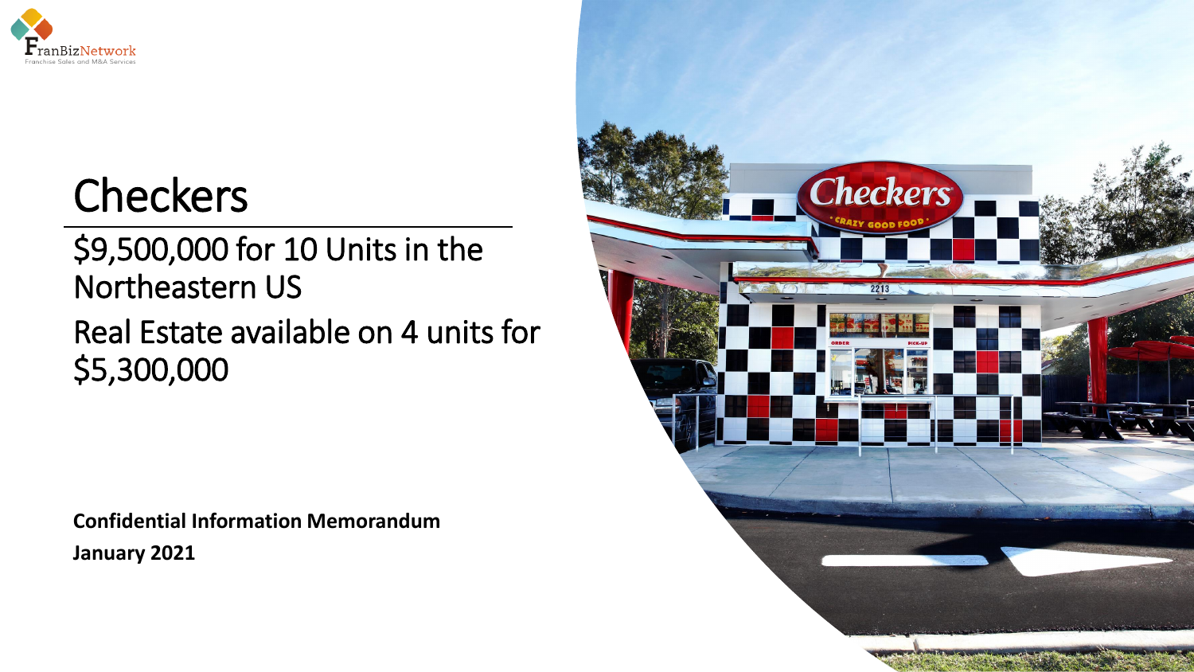# Checkers

## $9,500,000 for 10 Units in the Northeastern US

## Real Estate available on 4 units for $5,300,000

**Confidential Information Memorandum**

**January 2021**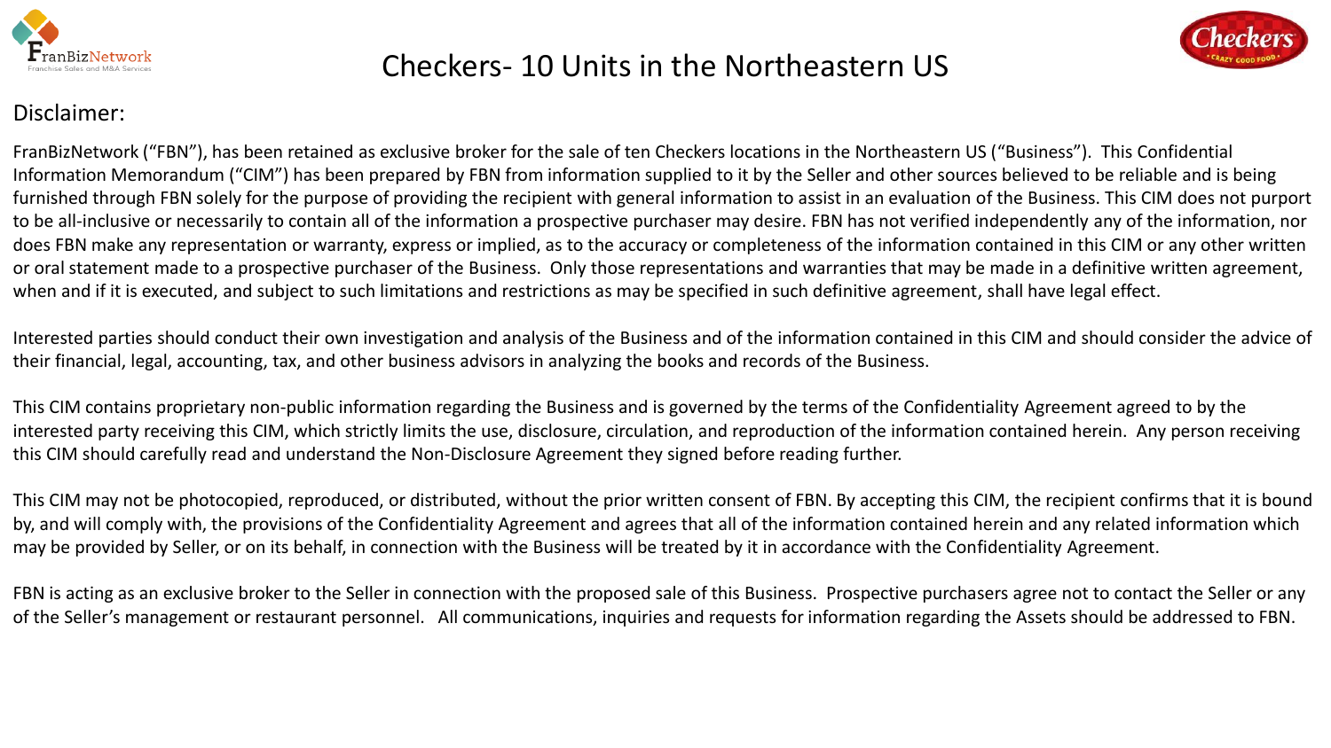# Checkers- 10 Units in the Northeastern US

## Disclaimer:

FranBizNetwork ("FBN"), has been retained as exclusive broker for the sale of ten Checkers locations in the Northeastern US ("Business"). This Confidential Information Memorandum ("CIM") has been prepared by FBN from information supplied to it by the Seller and other sources believed to be reliable and is being furnished through FBN solely for the purpose of providing the recipient with general information to assist in an evaluation of the Business. This CIM does not purport to be all-inclusive or necessarily to contain all of the information a prospective purchaser may desire. FBN has not verified independently any of the information, nor does FBN make any representation or warranty, express or implied, as to the accuracy or completeness of the information contained in this CIM or any other written or oral statement made to a prospective purchaser of the Business. Only those representations and warranties that may be made in a definitive written agreement, when and if it is executed, and subject to such limitations and restrictions as may be specified in such definitive agreement, shall have legal effect.

Interested parties should conduct their own investigation and analysis of the Business and of the information contained in this CIM and should consider the advice of their financial, legal, accounting, tax, and other business advisors in analyzing the books and records of the Business.

This CIM contains proprietary non-public information regarding the Business and is governed by the terms of the Confidentiality Agreement agreed to by the interested party receiving this CIM, which strictly limits the use, disclosure, circulation, and reproduction of the information contained herein. Any person receiving this CIM should carefully read and understand the Non-Disclosure Agreement they signed before reading further.

This CIM may not be photocopied, reproduced, or distributed, without the prior written consent of FBN. By accepting this CIM, the recipient confirms that it is bound by, and will comply with, the provisions of the Confidentiality Agreement and agrees that all of the information contained herein and any related information which may be provided by Seller, or on its behalf, in connection with the Business will be treated by it in accordance with the Confidentiality Agreement.

FBN is acting as an exclusive broker to the Seller in connection with the proposed sale of this Business. Prospective purchasers agree not to contact the Seller or any of the Seller's management or restaurant personnel. All communications, inquiries and requests for information regarding the Assets should be addressed to FBN.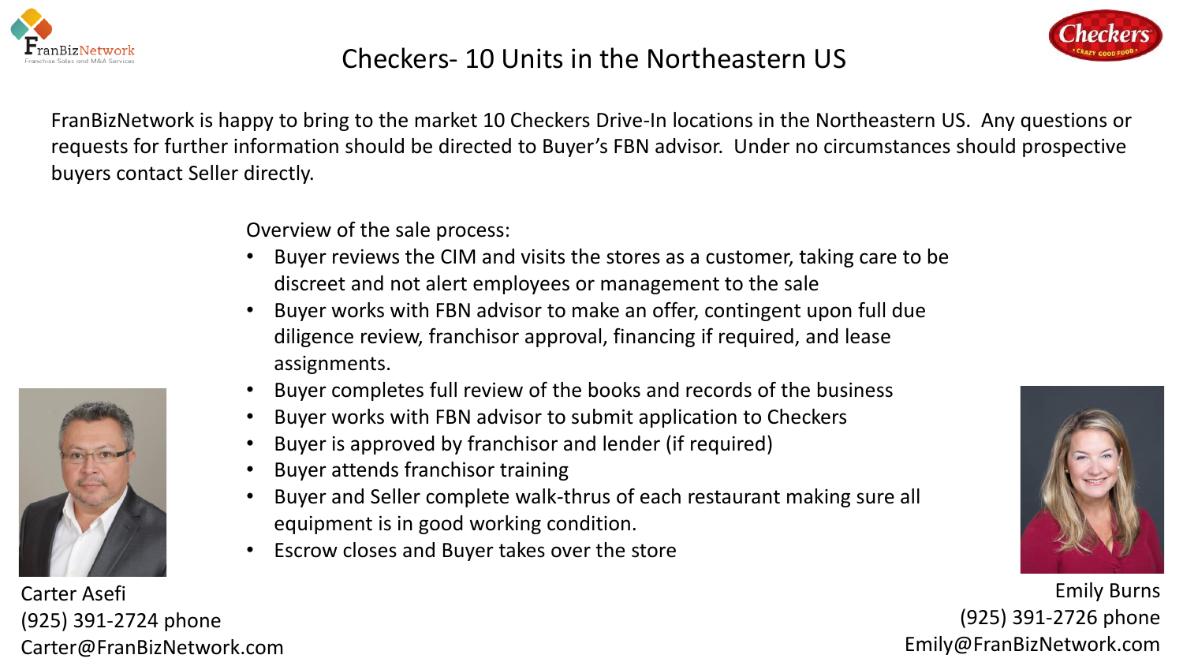# Checkers- 10 Units in the Northeastern US

FranBizNetwork is happy to bring to the market 10 Checkers Drive-In locations in the Northeastern US. Any questions or requests for further information should be directed to Buyer's FBN advisor. Under no circumstances should prospective buyers contact Seller directly.

Overview of the sale process:

- Buyer reviews the CIM and visits the stores as a customer, taking care to be discreet and not alert employees or management to the sale
- Buyer works with FBN advisor to make an offer, contingent upon full due diligence review, franchisor approval, financing if required, and lease assignments.
- Buyer completes full review of the books and records of the business
- Buyer works with FBN advisor to submit application to Checkers
- Buyer is approved by franchisor and lender (if required)
- Buyer attends franchisor training
- Buyer and Seller complete walk-thrus of each restaurant making sure all equipment is in good working condition.
- Escrow closes and Buyer takes over the store

Carter Asefi
(925) 391-2724 phone
Carter@FranBizNetwork.com

Emily Burns
(925) 391-2726 phone
Emily@FranBizNetwork.com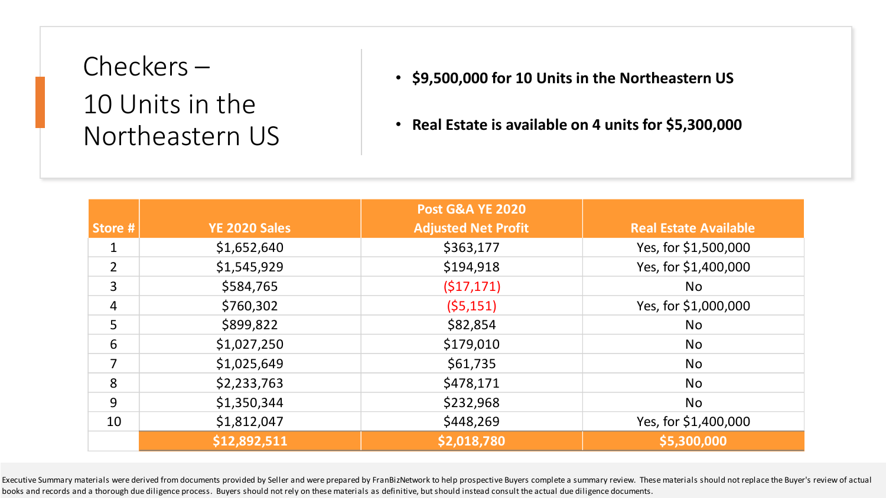# Checkers – 10 Units in the Northeastern US

- **$9,500,000 for 10 Units in the Northeastern US**
- **Real Estate is available on 4 units for $5,300,000**

| Store # | YE 2020 Sales | Post G&A YE 2020 Adjusted Net Profit | Real Estate Available |
|---|---|---|---|
| 1 | $1,652,640 | $363,177 | Yes, for $1,500,000 |
| 2 | $1,545,929 | $194,918 | Yes, for $1,400,000 |
| 3 | $584,765 | ($17,171) | No |
| 4 | $760,302 | ($5,151) | Yes, for $1,000,000 |
| 5 | $899,822 | $82,854 | No |
| 6 | $1,027,250 | $179,010 | No |
| 7 | $1,025,649 | $61,735 | No |
| 8 | $2,233,763 | $478,171 | No |
| 9 | $1,350,344 | $232,968 | No |
| 10 | $1,812,047 | $448,269 | Yes, for $1,400,000 |
| | **$12,892,511** | **$2,018,780** | **$5,300,000** |

Executive Summary materials were derived from documents provided by Seller and were prepared by FranBizNetwork to help prospective Buyers complete a summary review. These materials should not replace the Buyer's review of actual books and records and a thorough due diligence process. Buyers should not rely on these materials as definitive, but should instead consult the actual due diligence documents.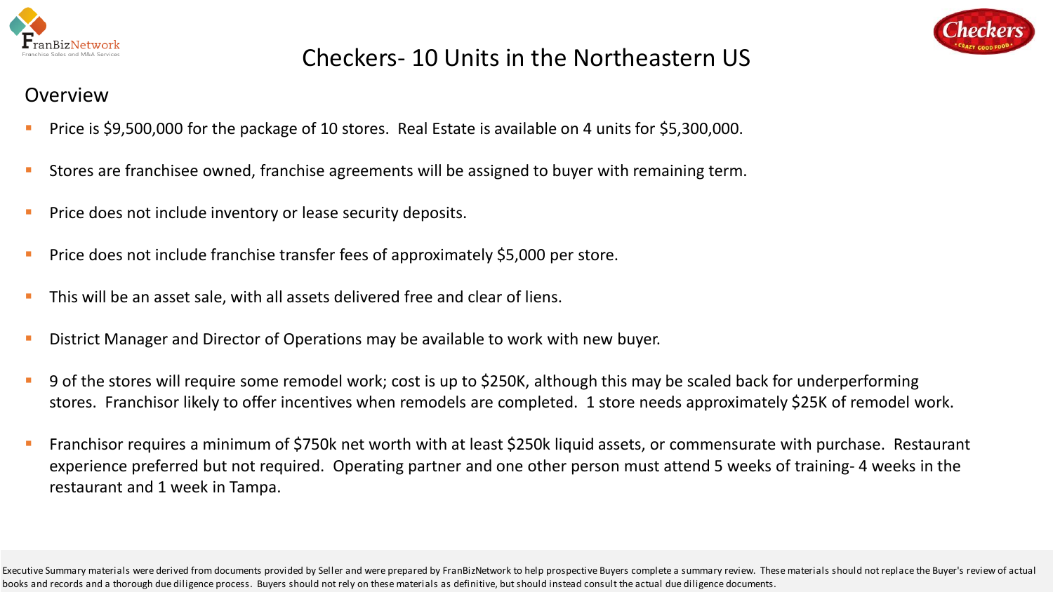# Checkers- 10 Units in the Northeastern US

## Overview

- Price is $9,500,000 for the package of 10 stores. Real Estate is available on 4 units for $5,300,000.
- Stores are franchisee owned, franchise agreements will be assigned to buyer with remaining term.
- Price does not include inventory or lease security deposits.
- Price does not include franchise transfer fees of approximately $5,000 per store.
- This will be an asset sale, with all assets delivered free and clear of liens.
- District Manager and Director of Operations may be available to work with new buyer.
- 9 of the stores will require some remodel work; cost is up to $250K, although this may be scaled back for underperforming stores. Franchisor likely to offer incentives when remodels are completed. 1 store needs approximately $25K of remodel work.
- Franchisor requires a minimum of $750k net worth with at least $250k liquid assets, or commensurate with purchase. Restaurant experience preferred but not required. Operating partner and one other person must attend 5 weeks of training- 4 weeks in the restaurant and 1 week in Tampa.

Executive Summary materials were derived from documents provided by Seller and were prepared by FranBizNetwork to help prospective Buyers complete a summary review. These materials should not replace the Buyer's review of actual books and records and a thorough due diligence process. Buyers should not rely on these materials as definitive, but should instead consult the actual due diligence documents.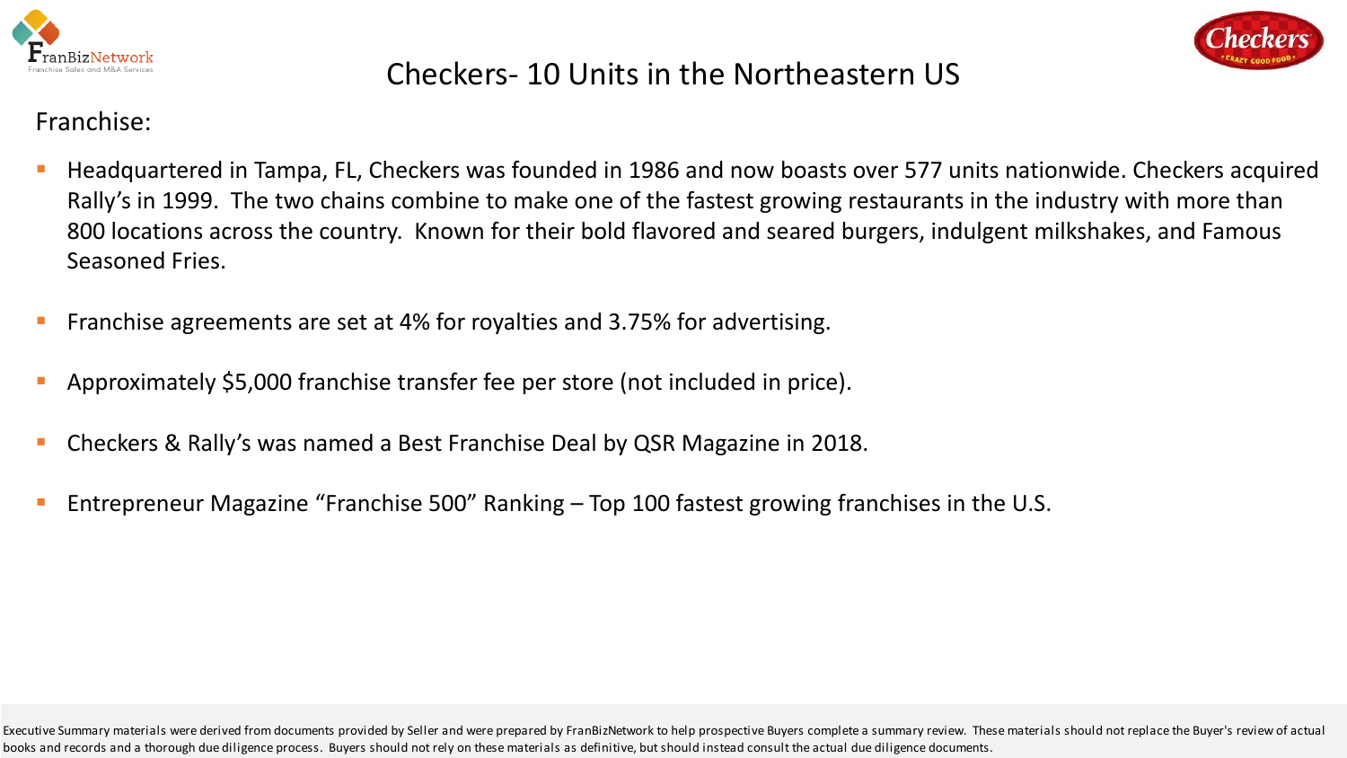# Checkers- 10 Units in the Northeastern US

Franchise:

- Headquartered in Tampa, FL, Checkers was founded in 1986 and now boasts over 577 units nationwide. Checkers acquired Rally's in 1999. The two chains combine to make one of the fastest growing restaurants in the industry with more than 800 locations across the country. Known for their bold flavored and seared burgers, indulgent milkshakes, and Famous Seasoned Fries.
- Franchise agreements are set at 4% for royalties and 3.75% for advertising.
- Approximately $5,000 franchise transfer fee per store (not included in price).
- Checkers & Rally's was named a Best Franchise Deal by QSR Magazine in 2018.
- Entrepreneur Magazine "Franchise 500" Ranking – Top 100 fastest growing franchises in the U.S.

Executive Summary materials were derived from documents provided by Seller and were prepared by FranBizNetwork to help prospective Buyers complete a summary review. These materials should not replace the Buyer's review of actual books and records and a thorough due diligence process. Buyers should not rely on these materials as definitive, but should instead consult the actual due diligence documents.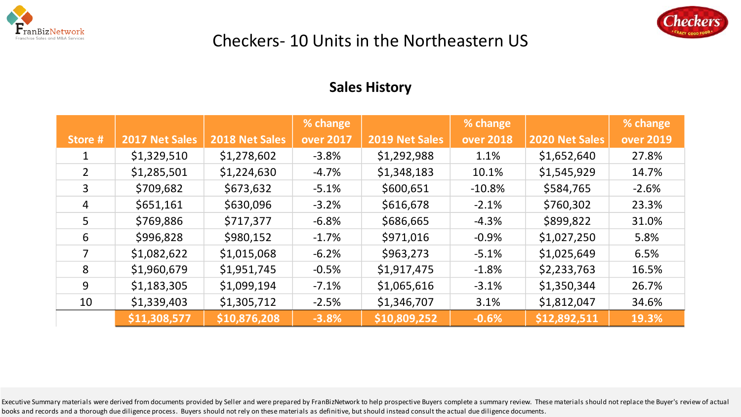# Checkers- 10 Units in the Northeastern US

## Sales History

| Store # | 2017 Net Sales | 2018 Net Sales | % change over 2017 | 2019 Net Sales | % change over 2018 | 2020 Net Sales | % change over 2019 |
|---|---|---|---|---|---|---|---|
| 1 | $1,329,510 | $1,278,602 | -3.8% | $1,292,988 | 1.1% | $1,652,640 | 27.8% |
| 2 | $1,285,501 | $1,224,630 | -4.7% | $1,348,183 | 10.1% | $1,545,929 | 14.7% |
| 3 | $709,682 | $673,632 | -5.1% | $600,651 | -10.8% | $584,765 | -2.6% |
| 4 | $651,161 | $630,096 | -3.2% | $616,678 | -2.1% | $760,302 | 23.3% |
| 5 | $769,886 | $717,377 | -6.8% | $686,665 | -4.3% | $899,822 | 31.0% |
| 6 | $996,828 | $980,152 | -1.7% | $971,016 | -0.9% | $1,027,250 | 5.8% |
| 7 | $1,082,622 | $1,015,068 | -6.2% | $963,273 | -5.1% | $1,025,649 | 6.5% |
| 8 | $1,960,679 | $1,951,745 | -0.5% | $1,917,475 | -1.8% | $2,233,763 | 16.5% |
| 9 | $1,183,305 | $1,099,194 | -7.1% | $1,065,616 | -3.1% | $1,350,344 | 26.7% |
| 10 | $1,339,403 | $1,305,712 | -2.5% | $1,346,707 | 3.1% | $1,812,047 | 34.6% |
| | **$11,308,577** | **$10,876,208** | **-3.8%** | **$10,809,252** | **-0.6%** | **$12,892,511** | **19.3%** |

Executive Summary materials were derived from documents provided by Seller and were prepared by FranBizNetwork to help prospective Buyers complete a summary review. These materials should not replace the Buyer's review of actual books and records and a thorough due diligence process. Buyers should not rely on these materials as definitive, but should instead consult the actual due diligence documents.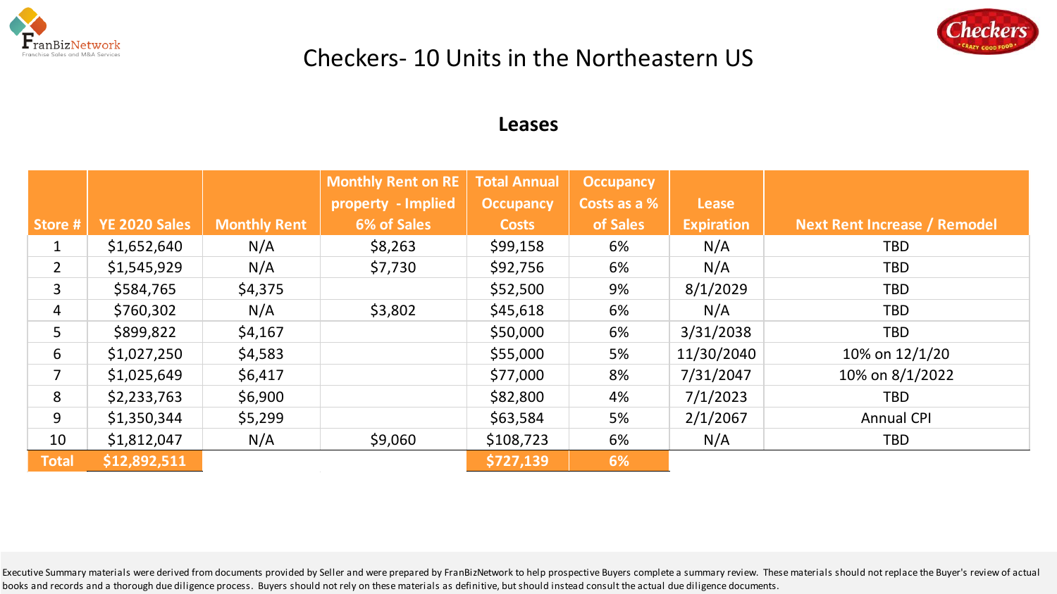# Checkers- 10 Units in the Northeastern US

## Leases

| Store # | YE 2020 Sales | Monthly Rent | Monthly Rent on RE property - Implied 6% of Sales | Total Annual Occupancy Costs | Occupancy Costs as a % of Sales | Lease Expiration | Next Rent Increase / Remodel |
|---|---|---|---|---|---|---|---|
| 1 | $1,652,640 | N/A | $8,263 | $99,158 | 6% | N/A | TBD |
| 2 | $1,545,929 | N/A | $7,730 | $92,756 | 6% | N/A | TBD |
| 3 | $584,765 | $4,375 | | $52,500 | 9% | 8/1/2029 | TBD |
| 4 | $760,302 | N/A | $3,802 | $45,618 | 6% | N/A | TBD |
| 5 | $899,822 | $4,167 | | $50,000 | 6% | 3/31/2038 | TBD |
| 6 | $1,027,250 | $4,583 | | $55,000 | 5% | 11/30/2040 | 10% on 12/1/20 |
| 7 | $1,025,649 | $6,417 | | $77,000 | 8% | 7/31/2047 | 10% on 8/1/2022 |
| 8 | $2,233,763 | $6,900 | | $82,800 | 4% | 7/1/2023 | TBD |
| 9 | $1,350,344 | $5,299 | | $63,584 | 5% | 2/1/2067 | Annual CPI |
| 10 | $1,812,047 | N/A | $9,060 | $108,723 | 6% | N/A | TBD |
| **Total** | **$12,892,511** | | | **$727,139** | **6%** | | |

Executive Summary materials were derived from documents provided by Seller and were prepared by FranBizNetwork to help prospective Buyers complete a summary review. These materials should not replace the Buyer's review of actual books and records and a thorough due diligence process. Buyers should not rely on these materials as definitive, but should instead consult the actual due diligence documents.